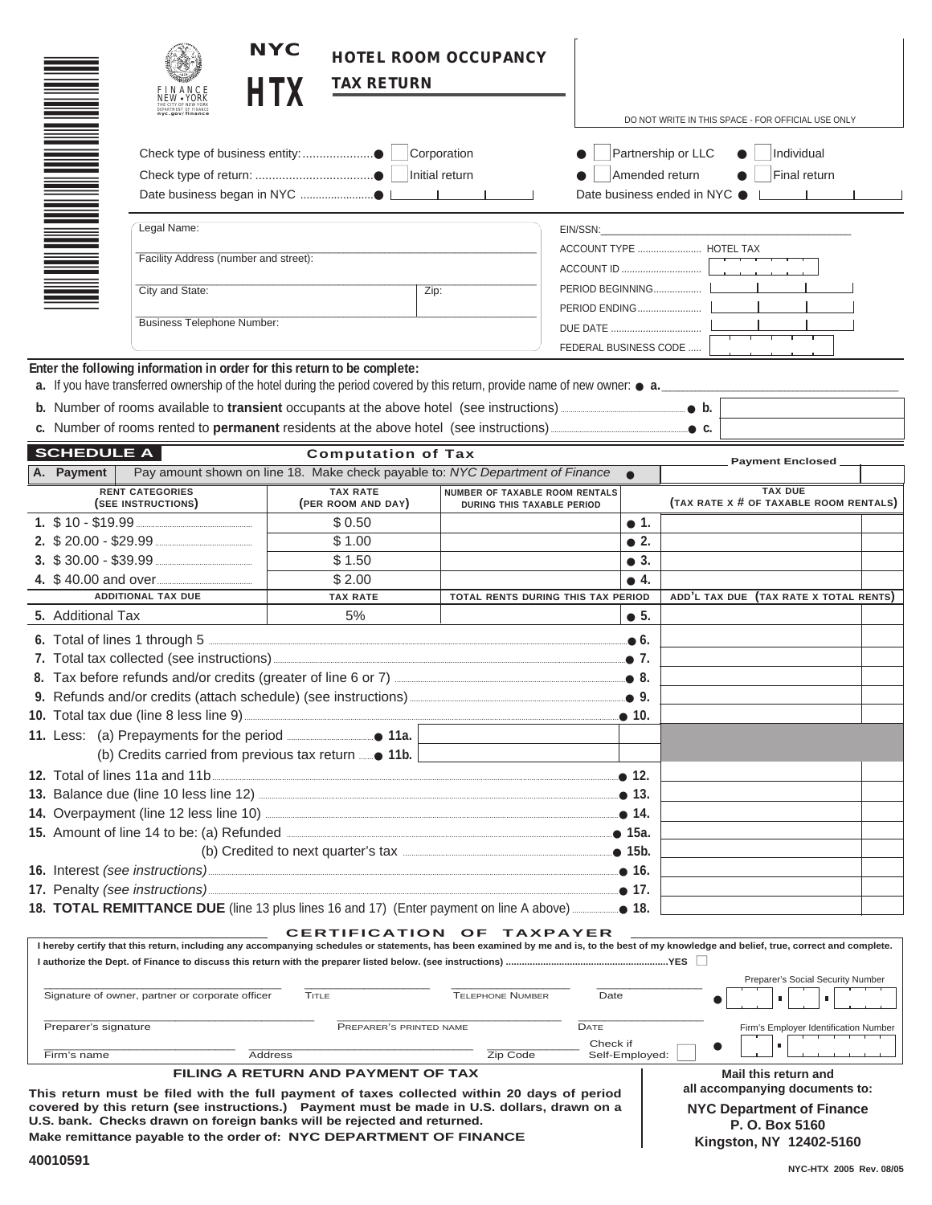NYC

# HTX

## HOTEL ROOM OCCUPANCY TAX RETURN

FINANCE NEW • YORK
THE CITY OF NEW YORK
DEPARTMENT OF FINANCE
nyc.gov/finance

DO NOT WRITE IN THIS SPACE - FOR OFFICIAL USE ONLY

Check type of business entity: ● ☐ Corporation ● ☐ Partnership or LLC ● ☐ Individual

Check type of return: ● ☐ Initial return ● ☐ Amended return ● ☐ Final return

Date business began in NYC ● ______ Date business ended in NYC ● ______

| | |
|---|---|
| Legal Name: | EIN/SSN: |
| Facility Address (number and street): | ACCOUNT TYPE ........ HOTEL TAX |
| | ACCOUNT ID |
| City and State: Zip: | PERIOD BEGINNING |
| | PERIOD ENDING |
| Business Telephone Number: | DUE DATE |
| | FEDERAL BUSINESS CODE |

**Enter the following information in order for this return to be complete:**

**a.** If you have transferred ownership of the hotel during the period covered by this return, provide name of new owner: ● **a.** ______

**b.** Number of rooms available to **transient** occupants at the above hotel (see instructions) ● **b.**

**c.** Number of rooms rented to **permanent** residents at the above hotel (see instructions) ● **c.**

### SCHEDULE A — Computation of Tax

**A. Payment** — Pay amount shown on line 18. Make check payable to: *NYC Department of Finance* ● Payment Enclosed ______

| RENT CATEGORIES (SEE INSTRUCTIONS) | TAX RATE (PER ROOM AND DAY) | NUMBER OF TAXABLE ROOM RENTALS DURING THIS TAXABLE PERIOD | | TAX DUE (TAX RATE X # OF TAXABLE ROOM RENTALS) |
|---|---|---|---|---|
| **1.** $ 10 - $19.99 | $ 0.50 | | ● 1. | |
| **2.** $ 20.00 - $29.99 | $ 1.00 | | ● 2. | |
| **3.** $ 30.00 - $39.99 | $ 1.50 | | ● 3. | |
| **4.** $ 40.00 and over | $ 2.00 | | ● 4. | |
| **ADDITIONAL TAX DUE** | **TAX RATE** | **TOTAL RENTS DURING THIS TAX PERIOD** | | **ADD'L TAX DUE (TAX RATE X TOTAL RENTS)** |
| **5.** Additional Tax | 5% | | ● 5. | |

| | | |
|---|---|---|
| **6.** Total of lines 1 through 5 | ● 6. | |
| **7.** Total tax collected (see instructions) | ● 7. | |
| **8.** Tax before refunds and/or credits (greater of line 6 or 7) | ● 8. | |
| **9.** Refunds and/or credits (attach schedule) (see instructions) | ● 9. | |
| **10.** Total tax due (line 8 less line 9) | ● 10. | |
| **11.** Less: (a) Prepayments for the period ● 11a. | | |
| (b) Credits carried from previous tax return ● 11b. | | |
| **12.** Total of lines 11a and 11b | ● 12. | |
| **13.** Balance due (line 10 less line 12) | ● 13. | |
| **14.** Overpayment (line 12 less line 10) | ● 14. | |
| **15.** Amount of line 14 to be: (a) Refunded | ● 15a. | |
| (b) Credited to next quarter's tax | ● 15b. | |
| **16.** Interest *(see instructions)* | ● 16. | |
| **17.** Penalty *(see instructions)* | ● 17. | |
| **18. TOTAL REMITTANCE DUE** (line 13 plus lines 16 and 17) (Enter payment on line A above) | ● 18. | |

### CERTIFICATION OF TAXPAYER

**I hereby certify that this return, including any accompanying schedules or statements, has been examined by me and is, to the best of my knowledge and belief, true, correct and complete.**

**I authorize the Dept. of Finance to discuss this return with the preparer listed below. (see instructions) ....YES ☐**

Signature of owner, partner or corporate officer ______ Title ______ Telephone Number ______ Date ______ Preparer's Social Security Number ●

Preparer's signature ______ Preparer's printed name ______ Date ______ Firm's Employer Identification Number ●

Firm's name ______ Address ______ Zip Code ______ Check if Self-Employed: ☐

### FILING A RETURN AND PAYMENT OF TAX

**This return must be filed with the full payment of taxes collected within 20 days of period covered by this return (see instructions.) Payment must be made in U.S. dollars, drawn on a U.S. bank. Checks drawn on foreign banks will be rejected and returned.**

**Make remittance payable to the order of: NYC DEPARTMENT OF FINANCE**

**Mail this return and all accompanying documents to:**

**NYC Department of Finance**
**P. O. Box 5160**
**Kingston, NY 12402-5160**

40010591

NYC-HTX 2005 Rev. 08/05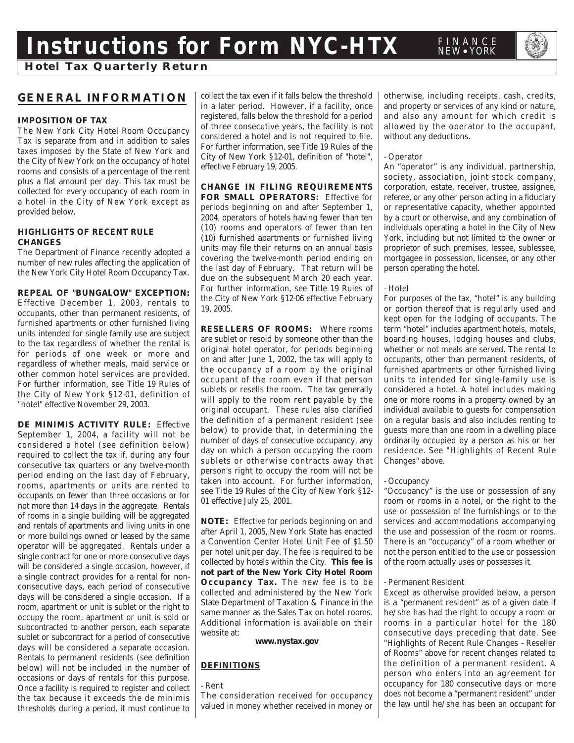# Instructions for Form NYC-HTX

**Hotel Tax Quarterly Return**

## GENERAL INFORMATION

### IMPOSITION OF TAX

The New York City Hotel Room Occupancy Tax is separate from and in addition to sales taxes imposed by the State of New York and the City of New York on the occupancy of hotel rooms and consists of a percentage of the rent plus a flat amount per day. This tax must be collected for every occupancy of each room in a hotel in the City of New York except as provided below.

### HIGHLIGHTS OF RECENT RULE CHANGES

The Department of Finance recently adopted a number of new rules affecting the application of the New York City Hotel Room Occupancy Tax.

**REPEAL OF "BUNGALOW" EXCEPTION:** Effective December 1, 2003, rentals to occupants, other than permanent residents, of furnished apartments or other furnished living units intended for single family use are subject to the tax regardless of whether the rental is for periods of one week or more and regardless of whether meals, maid service or other common hotel services are provided. For further information, see Title 19 Rules of the City of New York §12-01, definition of "hotel" effective November 29, 2003.

**DE MINIMIS ACTIVITY RULE:** Effective September 1, 2004, a facility will not be considered a hotel (see definition below) required to collect the tax if, during any four consecutive tax quarters or any twelve-month period ending on the last day of February, rooms, apartments or units are rented to occupants on fewer than three occasions or for not more than 14 days in the aggregate. Rentals of rooms in a single building will be aggregated and rentals of apartments and living units in one or more buildings owned or leased by the same operator will be aggregated. Rentals under a single contract for one or more consecutive days will be considered a single occasion, however, if a single contract provides for a rental for non-consecutive days, each period of consecutive days will be considered a single occasion. If a room, apartment or unit is sublet or the right to occupy the room, apartment or unit is sold or subcontracted to another person, each separate sublet or subcontract for a period of consecutive days will be considered a separate occasion. Rentals to permanent residents (see definition below) will not be included in the number of occasions or days of rentals for this purpose. Once a facility is required to register and collect the tax because it exceeds the de minimis thresholds during a period, it must continue to collect the tax even if it falls below the threshold in a later period. However, if a facility, once registered, falls below the threshold for a period of three consecutive years, the facility is not considered a hotel and is not required to file. For further information, see Title 19 Rules of the City of New York §12-01, definition of "hotel", effective February 19, 2005.

**CHANGE IN FILING REQUIREMENTS FOR SMALL OPERATORS:** Effective for periods beginning on and after September 1, 2004, operators of hotels having fewer than ten (10) rooms and operators of fewer than ten (10) furnished apartments or furnished living units may file their returns on an annual basis covering the twelve-month period ending on the last day of February. That return will be due on the subsequent March 20 each year. For further information, see Title 19 Rules of the City of New York §12-06 effective February 19, 2005.

**RESELLERS OF ROOMS:** Where rooms are sublet or resold by someone other than the original hotel operator, for periods beginning on and after June 1, 2002, the tax will apply to the occupancy of a room by the original occupant of the room even if that person sublets or resells the room. The tax generally will apply to the room rent payable by the original occupant. These rules also clarified the definition of a permanent resident (see below) to provide that, in determining the number of days of consecutive occupancy, any day on which a person occupying the room sublets or otherwise contracts away that person's right to occupy the room will not be taken into account. For further information, see Title 19 Rules of the City of New York §12-01 effective July 25, 2001.

**NOTE:** Effective for periods beginning on and after April 1, 2005, New York State has enacted a Convention Center Hotel Unit Fee of $1.50 per hotel unit per day. The fee is required to be collected by hotels within the City. **This fee is not part of the New York City Hotel Room Occupancy Tax.** The new fee is to be collected and administered by the New York State Department of Taxation & Finance in the same manner as the Sales Tax on hotel rooms. Additional information is available on their website at:

**www.nystax.gov**

### DEFINITIONS

**- Rent**

The consideration received for occupancy valued in money whether received in money or otherwise, including receipts, cash, credits, and property or services of any kind or nature, and also any amount for which credit is allowed by the operator to the occupant, without any deductions.

**- Operator**

An "operator" is any individual, partnership, society, association, joint stock company, corporation, estate, receiver, trustee, assignee, referee, or any other person acting in a fiduciary or representative capacity, whether appointed by a court or otherwise, and any combination of individuals operating a hotel in the City of New York, including but not limited to the owner or proprietor of such premises, lessee, sublessee, mortgagee in possession, licensee, or any other person operating the hotel.

**- Hotel**

For purposes of the tax, "hotel" is any building or portion thereof that is regularly used and kept open for the lodging of occupants. The term "hotel" includes apartment hotels, motels, boarding houses, lodging houses and clubs, whether or not meals are served. The rental to occupants, other than permanent residents, of furnished apartments or other furnished living units to intended for single-family use is considered a hotel. A hotel includes making one or more rooms in a property owned by an individual available to guests for compensation on a regular basis and also includes renting to guests more than one room in a dwelling place ordinarily occupied by a person as his or her residence. See "Highlights of Recent Rule Changes" above.

**- Occupancy**

"Occupancy" is the use or possession of any room or rooms in a hotel, or the right to the use or possession of the furnishings or to the services and accommodations accompanying the use and possession of the room or rooms. There is an "occupancy" of a room whether or not the person entitled to the use or possession of the room actually uses or possesses it.

**- Permanent Resident**

Except as otherwise provided below, a person is a "permanent resident" as of a given date if he/she has had the right to occupy a room or rooms in a particular hotel for the 180 consecutive days preceding that date. See "Highlights of Recent Rule Changes - Reseller of Rooms" above for recent changes related to the definition of a permanent resident. A person who enters into an agreement for occupancy for 180 consecutive days or more does not become a "permanent resident" under the law until he/she has been an occupant for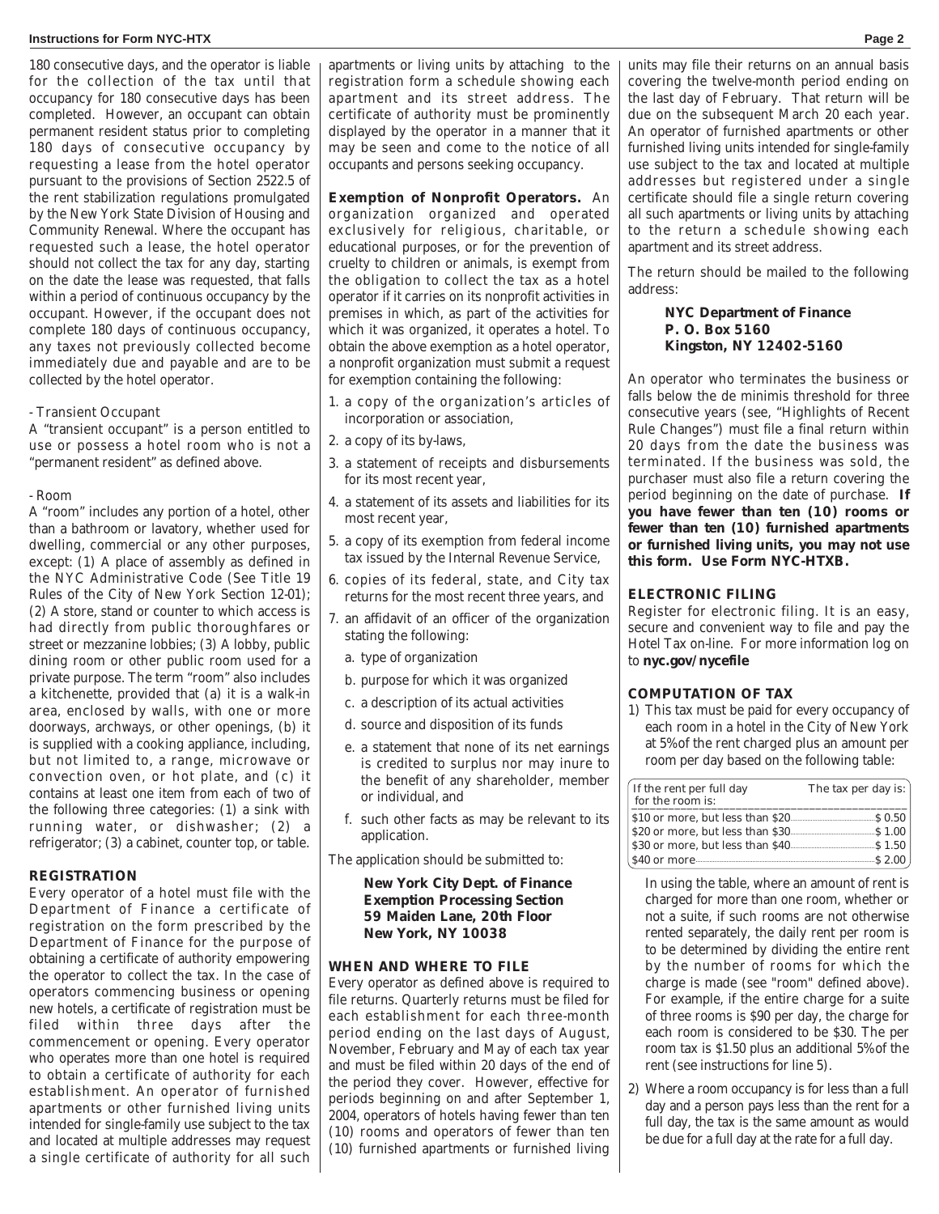180 consecutive days, and the operator is liable for the collection of the tax until that occupancy for 180 consecutive days has been completed. However, an occupant can obtain permanent resident status prior to completing 180 days of consecutive occupancy by requesting a lease from the hotel operator pursuant to the provisions of Section 2522.5 of the rent stabilization regulations promulgated by the New York State Division of Housing and Community Renewal. Where the occupant has requested such a lease, the hotel operator should not collect the tax for any day, starting on the date the lease was requested, that falls within a period of continuous occupancy by the occupant. However, if the occupant does not complete 180 days of continuous occupancy, any taxes not previously collected become immediately due and payable and are to be collected by the hotel operator.

- Transient Occupant

A "transient occupant" is a person entitled to use or possess a hotel room who is not a "permanent resident" as defined above.

- Room

A "room" includes any portion of a hotel, other than a bathroom or lavatory, whether used for dwelling, commercial or any other purposes, except: (1) A place of assembly as defined in the NYC Administrative Code (See Title 19 Rules of the City of New York Section 12-01); (2) A store, stand or counter to which access is had directly from public thoroughfares or street or mezzanine lobbies; (3) A lobby, public dining room or other public room used for a private purpose. The term "room" also includes a kitchenette, provided that (a) it is a walk-in area, enclosed by walls, with one or more doorways, archways, or other openings, (b) it is supplied with a cooking appliance, including, but not limited to, a range, microwave or convection oven, or hot plate, and (c) it contains at least one item from each of two of the following three categories: (1) a sink with running water, or dishwasher; (2) a refrigerator; (3) a cabinet, counter top, or table.

**REGISTRATION**

Every operator of a hotel must file with the Department of Finance a certificate of registration on the form prescribed by the Department of Finance for the purpose of obtaining a certificate of authority empowering the operator to collect the tax. In the case of operators commencing business or opening new hotels, a certificate of registration must be filed within three days after the commencement or opening. Every operator who operates more than one hotel is required to obtain a certificate of authority for each establishment. An operator of furnished apartments or other furnished living units intended for single-family use subject to the tax and located at multiple addresses may request a single certificate of authority for all such apartments or living units by attaching to the registration form a schedule showing each apartment and its street address. The certificate of authority must be prominently displayed by the operator in a manner that it may be seen and come to the notice of all occupants and persons seeking occupancy.

**Exemption of Nonprofit Operators.** An organization organized and operated exclusively for religious, charitable, or educational purposes, or for the prevention of cruelty to children or animals, is exempt from the obligation to collect the tax as a hotel operator if it carries on its nonprofit activities in premises in which, as part of the activities for which it was organized, it operates a hotel. To obtain the above exemption as a hotel operator, a nonprofit organization must submit a request for exemption containing the following:

1. a copy of the organization's articles of incorporation or association,
2. a copy of its by-laws,
3. a statement of receipts and disbursements for its most recent year,
4. a statement of its assets and liabilities for its most recent year,
5. a copy of its exemption from federal income tax issued by the Internal Revenue Service,
6. copies of its federal, state, and City tax returns for the most recent three years, and
7. an affidavit of an officer of the organization stating the following:
   a. type of organization
   b. purpose for which it was organized
   c. a description of its actual activities
   d. source and disposition of its funds
   e. a statement that none of its net earnings is credited to surplus nor may inure to the benefit of any shareholder, member or individual, and
   f. such other facts as may be relevant to its application.

The application should be submitted to:

**New York City Dept. of Finance**
**Exemption Processing Section**
**59 Maiden Lane, 20th Floor**
**New York, NY 10038**

**WHEN AND WHERE TO FILE**

Every operator as defined above is required to file returns. Quarterly returns must be filed for each establishment for each three-month period ending on the last days of August, November, February and May of each tax year and must be filed within 20 days of the end of the period they cover. However, effective for periods beginning on and after September 1, 2004, operators of hotels having fewer than ten (10) rooms and operators of fewer than ten (10) furnished apartments or furnished living units may file their returns on an annual basis covering the twelve-month period ending on the last day of February. That return will be due on the subsequent March 20 each year. An operator of furnished apartments or other furnished living units intended for single-family use subject to the tax and located at multiple addresses but registered under a single certificate should file a single return covering all such apartments or living units by attaching to the return a schedule showing each apartment and its street address.

The return should be mailed to the following address:

**NYC Department of Finance**
**P. O. Box 5160**
**Kingston, NY 12402-5160**

An operator who terminates the business or falls below the de minimis threshold for three consecutive years (see, "Highlights of Recent Rule Changes") must file a final return within 20 days from the date the business was terminated. If the business was sold, the purchaser must also file a return covering the period beginning on the date of purchase. **If you have fewer than ten (10) rooms or fewer than ten (10) furnished apartments or furnished living units, you may not use this form. Use Form NYC-HTXB.**

**ELECTRONIC FILING**

Register for electronic filing. It is an easy, secure and convenient way to file and pay the Hotel Tax on-line. For more information log on to **nyc.gov/nycefile**

**COMPUTATION OF TAX**

1) This tax must be paid for every occupancy of each room in a hotel in the City of New York at 5% of the rent charged plus an amount per room per day based on the following table:

| If the rent per full day for the room is: | The tax per day is: |
|---|---|
| $10 or more, but less than $20 | $ 0.50 |
| $20 or more, but less than $30 | $ 1.00 |
| $30 or more, but less than $40 | $ 1.50 |
| $40 or more | $ 2.00 |

In using the table, where an amount of rent is charged for more than one room, whether or not a suite, if such rooms are not otherwise rented separately, the daily rent per room is to be determined by dividing the entire rent by the number of rooms for which the charge is made (see "room" defined above). For example, if the entire charge for a suite of three rooms is $90 per day, the charge for each room is considered to be $30. The per room tax is $1.50 plus an additional 5% of the rent (see instructions for line 5).

2) Where a room occupancy is for less than a full day and a person pays less than the rent for a full day, the tax is the same amount as would be due for a full day at the rate for a full day.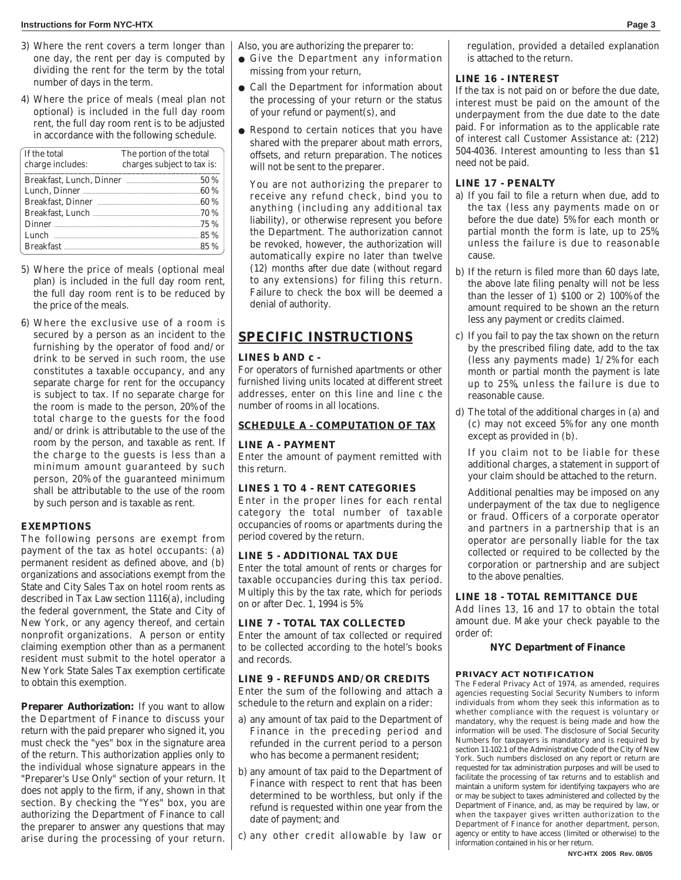3) Where the rent covers a term longer than one day, the rent per day is computed by dividing the rent for the term by the total number of days in the term.

4) Where the price of meals (meal plan not optional) is included in the full day room rent, the full day room rent is to be adjusted in accordance with the following schedule.

| If the total charge includes: | The portion of the total charges subject to tax is: |
|---|---|
| Breakfast, Lunch, Dinner | 50 % |
| Lunch, Dinner | 60 % |
| Breakfast, Dinner | 60 % |
| Breakfast, Lunch | 70 % |
| Dinner | 75 % |
| Lunch | 85 % |
| Breakfast | 85 % |

5) Where the price of meals (optional meal plan) is included in the full day room rent, the full day room rent is to be reduced by the price of the meals.

6) Where the exclusive use of a room is secured by a person as an incident to the furnishing by the operator of food and/or drink to be served in such room, the use constitutes a taxable occupancy, and any separate charge for rent for the occupancy is subject to tax. If no separate charge for the room is made to the person, 20% of the total charge to the guests for the food and/or drink is attributable to the use of the room by the person, and taxable as rent. If the charge to the guests is less than a minimum amount guaranteed by such person, 20% of the guaranteed minimum shall be attributable to the use of the room by such person and is taxable as rent.

**EXEMPTIONS**

The following persons are exempt from payment of the tax as hotel occupants: (a) permanent resident as defined above, and (b) organizations and associations exempt from the State and City Sales Tax on hotel room rents as described in Tax Law section 1116(a), including the federal government, the State and City of New York, or any agency thereof, and certain nonprofit organizations. A person or entity claiming exemption other than as a permanent resident must submit to the hotel operator a New York State Sales Tax exemption certificate to obtain this exemption.

**Preparer Authorization:** If you want to allow the Department of Finance to discuss your return with the paid preparer who signed it, you must check the "yes" box in the signature area of the return. This authorization applies only to the individual whose signature appears in the "Preparer's Use Only" section of your return. It does not apply to the firm, if any, shown in that section. By checking the "Yes" box, you are authorizing the Department of Finance to call the preparer to answer any questions that may arise during the processing of your return. Also, you are authorizing the preparer to:

- Give the Department any information missing from your return,
- Call the Department for information about the processing of your return or the status of your refund or payment(s), and
- Respond to certain notices that you have shared with the preparer about math errors, offsets, and return preparation. The notices will not be sent to the preparer.

You are not authorizing the preparer to receive any refund check, bind you to anything (including any additional tax liability), or otherwise represent you before the Department. The authorization cannot be revoked, however, the authorization will automatically expire no later than twelve (12) months after due date (without regard to any extensions) for filing this return. Failure to check the box will be deemed a denial of authority.

## SPECIFIC INSTRUCTIONS

**LINES b AND c -**

For operators of furnished apartments or other furnished living units located at different street addresses, enter on this line and line c the number of rooms in all locations.

### SCHEDULE A - COMPUTATION OF TAX

**LINE A - PAYMENT**

Enter the amount of payment remitted with this return.

**LINES 1 TO 4 - RENT CATEGORIES**

Enter in the proper lines for each rental category the total number of taxable occupancies of rooms or apartments during the period covered by the return.

**LINE 5 - ADDITIONAL TAX DUE**

Enter the total amount of rents or charges for taxable occupancies during this tax period. Multiply this by the tax rate, which for periods on or after Dec. 1, 1994 is 5%.

**LINE 7 - TOTAL TAX COLLECTED**

Enter the amount of tax collected or required to be collected according to the hotel's books and records.

**LINE 9 - REFUNDS AND/OR CREDITS**

Enter the sum of the following and attach a schedule to the return and explain on a rider:

a) any amount of tax paid to the Department of Finance in the preceding period and refunded in the current period to a person who has become a permanent resident;

b) any amount of tax paid to the Department of Finance with respect to rent that has been determined to be worthless, but only if the refund is requested within one year from the date of payment; and

c) any other credit allowable by law or regulation, provided a detailed explanation is attached to the return.

**LINE 16 - INTEREST**

If the tax is not paid on or before the due date, interest must be paid on the amount of the underpayment from the due date to the date paid. For information as to the applicable rate of interest call Customer Assistance at: (212) 504-4036. Interest amounting to less than $1 need not be paid.

**LINE 17 - PENALTY**

a) If you fail to file a return when due, add to the tax (less any payments made on or before the due date) 5% for each month or partial month the form is late, up to 25%, unless the failure is due to reasonable cause.

b) If the return is filed more than 60 days late, the above late filing penalty will not be less than the lesser of 1) $100 or 2) 100% of the amount required to be shown an the return less any payment or credits claimed.

c) If you fail to pay the tax shown on the return by the prescribed filing date, add to the tax (less any payments made) 1/2% for each month or partial month the payment is late up to 25%, unless the failure is due to reasonable cause.

d) The total of the additional charges in (a) and (c) may not exceed 5% for any one month except as provided in (b).

If you claim not to be liable for these additional charges, a statement in support of your claim should be attached to the return.

Additional penalties may be imposed on any underpayment of the tax due to negligence or fraud. Officers of a corporate operator and partners in a partnership that is an operator are personally liable for the tax collected or required to be collected by the corporation or partnership and are subject to the above penalties.

**LINE 18 - TOTAL REMITTANCE DUE**

Add lines 13, 16 and 17 to obtain the total amount due. Make your check payable to the order of:

**NYC Department of Finance**

**PRIVACY ACT NOTIFICATION**

The Federal Privacy Act of 1974, as amended, requires agencies requesting Social Security Numbers to inform individuals from whom they seek this information as to whether compliance with the request is voluntary or mandatory, why the request is being made and how the information will be used. The disclosure of Social Security Numbers for taxpayers is mandatory and is required by section 11-102.1 of the Administrative Code of the City of New York. Such numbers disclosed on any report or return are requested for tax administration purposes and will be used to facilitate the processing of tax returns and to establish and maintain a uniform system for identifying taxpayers who are or may be subject to taxes administered and collected by the Department of Finance, and, as may be required by law, or when the taxpayer gives written authorization to the Department of Finance for another department, person, agency or entity to have access (limited or otherwise) to the information contained in his or her return.

NYC-HTX 2005 Rev. 08/05